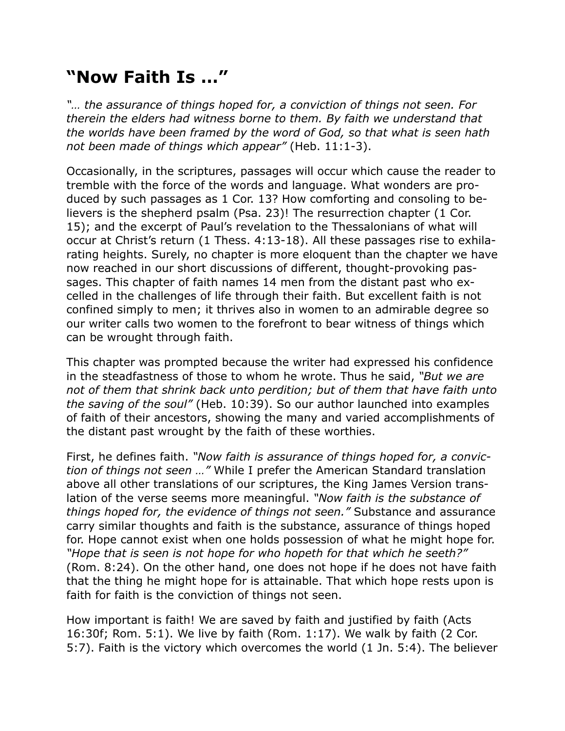# "Now Faith Is …"

*"… the assurance of things hoped for, a conviction of things not seen. For therein the elders had witness borne to them. By faith we understand that the worlds have been framed by the word of God, so that what is seen hath not been made of things which appear"* (Heb. 11:1-3).

Occasionally, in the scriptures, passages will occur which cause the reader to tremble with the force of the words and language. What wonders are produced by such passages as 1 Cor. 13? How comforting and consoling to believers is the shepherd psalm (Psa. 23)! The resurrection chapter (1 Cor. 15); and the excerpt of Paul's revelation to the Thessalonians of what will occur at Christ's return (1 Thess. 4:13-18). All these passages rise to exhilarating heights. Surely, no chapter is more eloquent than the chapter we have now reached in our short discussions of different, thought-provoking passages. This chapter of faith names 14 men from the distant past who excelled in the challenges of life through their faith. But excellent faith is not confined simply to men; it thrives also in women to an admirable degree so our writer calls two women to the forefront to bear witness of things which can be wrought through faith.

This chapter was prompted because the writer had expressed his confidence in the steadfastness of those to whom he wrote. Thus he said, *"But we are not of them that shrink back unto perdition; but of them that have faith unto the saving of the soul"* (Heb. 10:39). So our author launched into examples of faith of their ancestors, showing the many and varied accomplishments of the distant past wrought by the faith of these worthies.

First, he defines faith. *"Now faith is assurance of things hoped for, a conviction of things not seen …"* While I prefer the American Standard translation above all other translations of our scriptures, the King James Version translation of the verse seems more meaningful. *"Now faith is the substance of things hoped for, the evidence of things not seen."* Substance and assurance carry similar thoughts and faith is the substance, assurance of things hoped for. Hope cannot exist when one holds possession of what he might hope for. *"Hope that is seen is not hope for who hopeth for that which he seeth?"* (Rom. 8:24). On the other hand, one does not hope if he does not have faith that the thing he might hope for is attainable. That which hope rests upon is faith for faith is the conviction of things not seen.

How important is faith! We are saved by faith and justified by faith (Acts 16:30f; Rom. 5:1). We live by faith (Rom. 1:17). We walk by faith (2 Cor. 5:7). Faith is the victory which overcomes the world (1 Jn. 5:4). The believer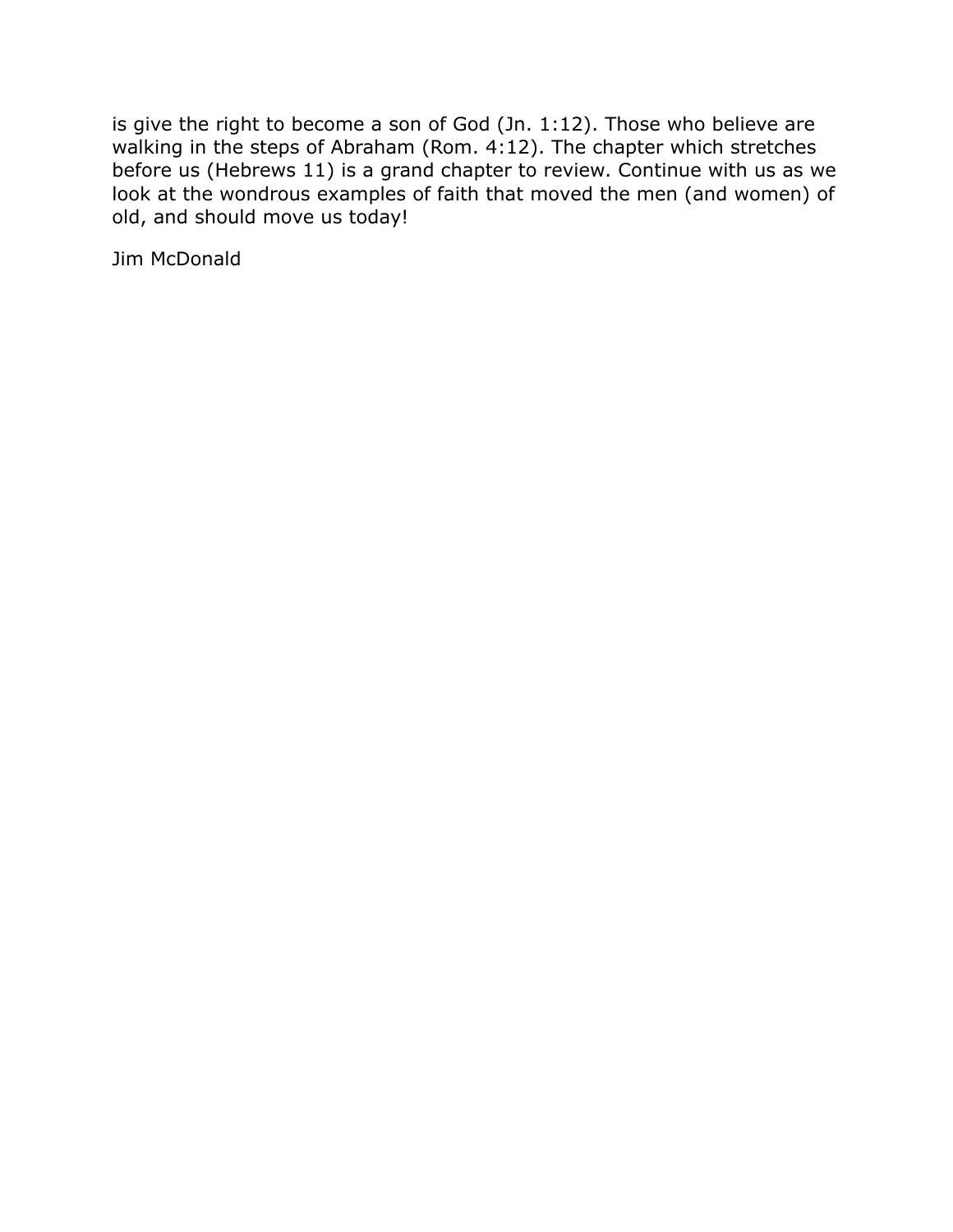is give the right to become a son of God (Jn. 1:12). Those who believe are walking in the steps of Abraham (Rom. 4:12). The chapter which stretches before us (Hebrews 11) is a grand chapter to review. Continue with us as we look at the wondrous examples of faith that moved the men (and women) of old, and should move us today!

Jim McDonald